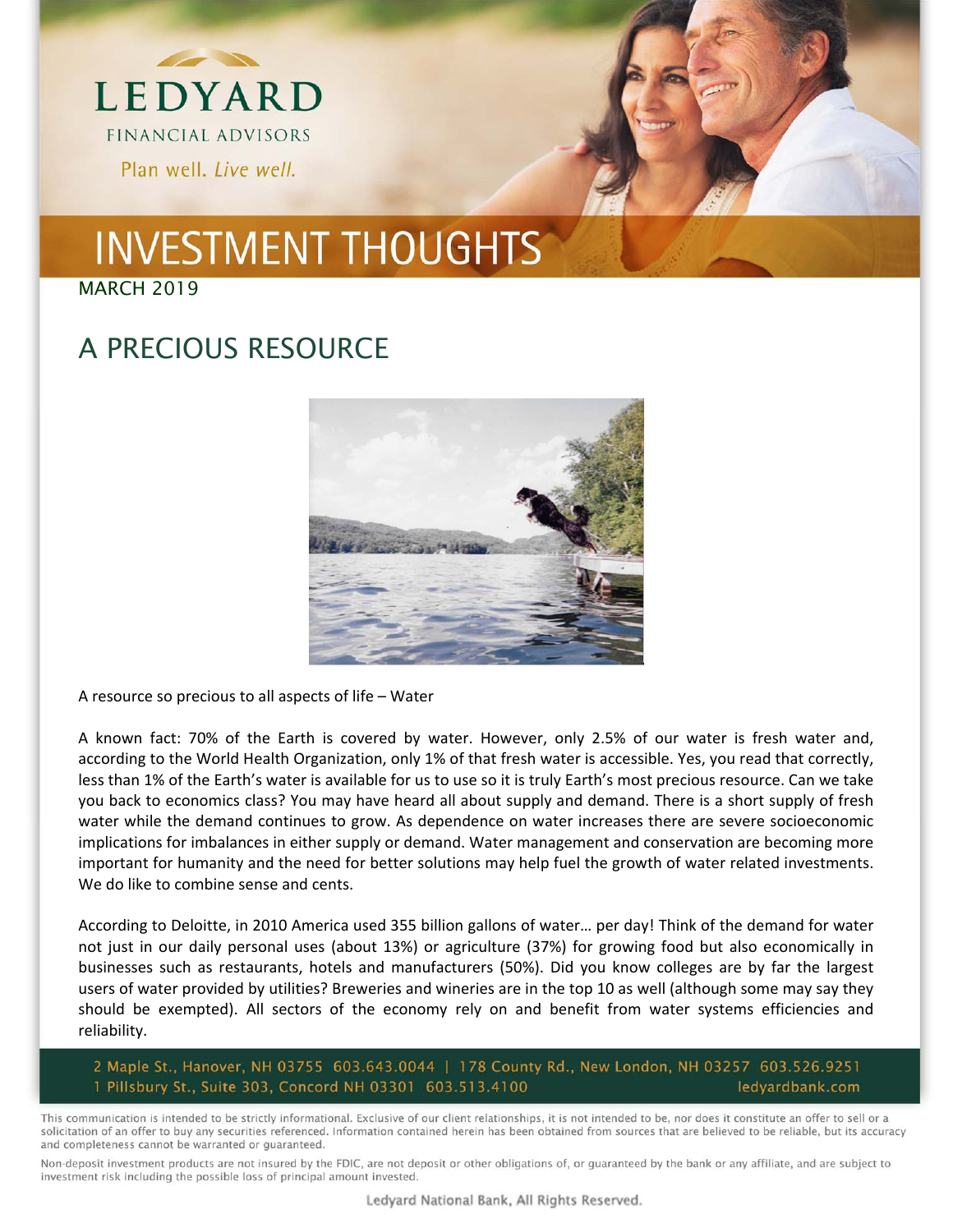LEDYARD

FINANCIAL ADVISORS

Plan well. *Live well.*

# INVESTMENT THOUGHTS

MARCH 2019

## A PRECIOUS RESOURCE

A resource so precious to all aspects of life – Water

A known fact: 70% of the Earth is covered by water. However, only 2.5% of our water is fresh water and, according to the World Health Organization, only 1% of that fresh water is accessible. Yes, you read that correctly, less than 1% of the Earth's water is available for us to use so it is truly Earth's most precious resource. Can we take you back to economics class? You may have heard all about supply and demand. There is a short supply of fresh water while the demand continues to grow. As dependence on water increases there are severe socioeconomic implications for imbalances in either supply or demand. Water management and conservation are becoming more important for humanity and the need for better solutions may help fuel the growth of water related investments. We do like to combine sense and cents.

According to Deloitte, in 2010 America used 355 billion gallons of water… per day! Think of the demand for water not just in our daily personal uses (about 13%) or agriculture (37%) for growing food but also economically in businesses such as restaurants, hotels and manufacturers (50%). Did you know colleges are by far the largest users of water provided by utilities? Breweries and wineries are in the top 10 as well (although some may say they should be exempted). All sectors of the economy rely on and benefit from water systems efficiencies and reliability.

2 Maple St., Hanover, NH 03755 603.643.0044 | 178 County Rd., New London, NH 03257 603.526.9251
1 Pillsbury St., Suite 303, Concord NH 03301 603.513.4100 ledyardbank.com

This communication is intended to be strictly informational. Exclusive of our client relationships, it is not intended to be, nor does it constitute an offer to sell or a solicitation of an offer to buy any securities referenced. Information contained herein has been obtained from sources that are believed to be reliable, but its accuracy and completeness cannot be warranted or guaranteed.

Non-deposit investment products are not insured by the FDIC, are not deposit or other obligations of, or guaranteed by the bank or any affiliate, and are subject to investment risk including the possible loss of principal amount invested.

Ledyard National Bank, All Rights Reserved.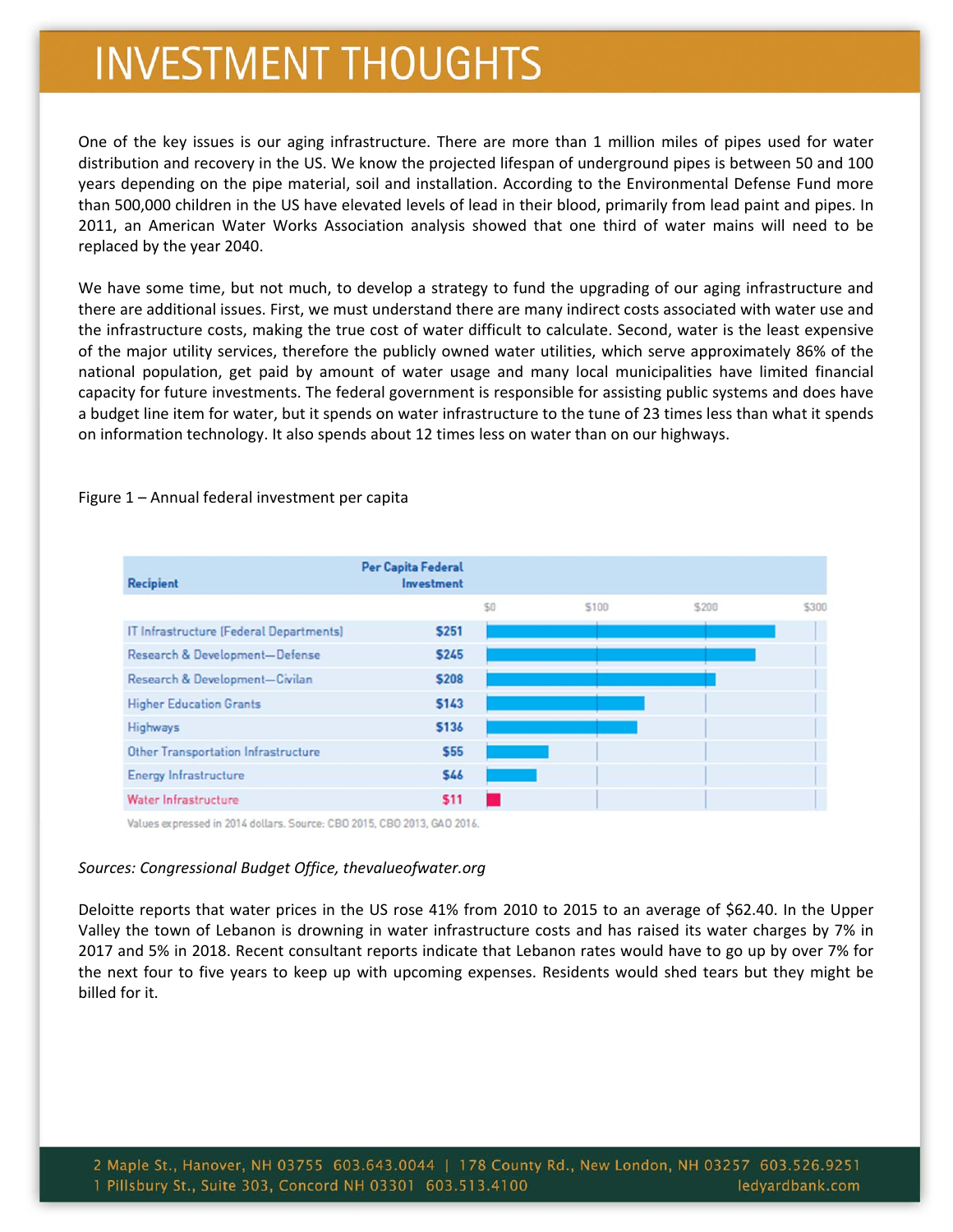# INVESTMENT THOUGHTS

One of the key issues is our aging infrastructure. There are more than 1 million miles of pipes used for water distribution and recovery in the US. We know the projected lifespan of underground pipes is between 50 and 100 years depending on the pipe material, soil and installation. According to the Environmental Defense Fund more than 500,000 children in the US have elevated levels of lead in their blood, primarily from lead paint and pipes. In 2011, an American Water Works Association analysis showed that one third of water mains will need to be replaced by the year 2040.

We have some time, but not much, to develop a strategy to fund the upgrading of our aging infrastructure and there are additional issues. First, we must understand there are many indirect costs associated with water use and the infrastructure costs, making the true cost of water difficult to calculate. Second, water is the least expensive of the major utility services, therefore the publicly owned water utilities, which serve approximately 86% of the national population, get paid by amount of water usage and many local municipalities have limited financial capacity for future investments. The federal government is responsible for assisting public systems and does have a budget line item for water, but it spends on water infrastructure to the tune of 23 times less than what it spends on information technology. It also spends about 12 times less on water than on our highways.

Figure 1 – Annual federal investment per capita

| Recipient | Per Capita Federal Investment |
|---|---|
| IT Infrastructure (Federal Departments) | $251 |
| Research & Development—Defense | $245 |
| Research & Development—Civilan | $208 |
| Higher Education Grants | $143 |
| Highways | $136 |
| Other Transportation Infrastructure | $55 |
| Energy Infrastructure | $46 |
| Water Infrastructure | $11 |

Values expressed in 2014 dollars. Source: CBO 2015, CBO 2013, GAO 2016.

*Sources: Congressional Budget Office, thevalueofwater.org*

Deloitte reports that water prices in the US rose 41% from 2010 to 2015 to an average of $62.40. In the Upper Valley the town of Lebanon is drowning in water infrastructure costs and has raised its water charges by 7% in 2017 and 5% in 2018. Recent consultant reports indicate that Lebanon rates would have to go up by over 7% for the next four to five years to keep up with upcoming expenses. Residents would shed tears but they might be billed for it.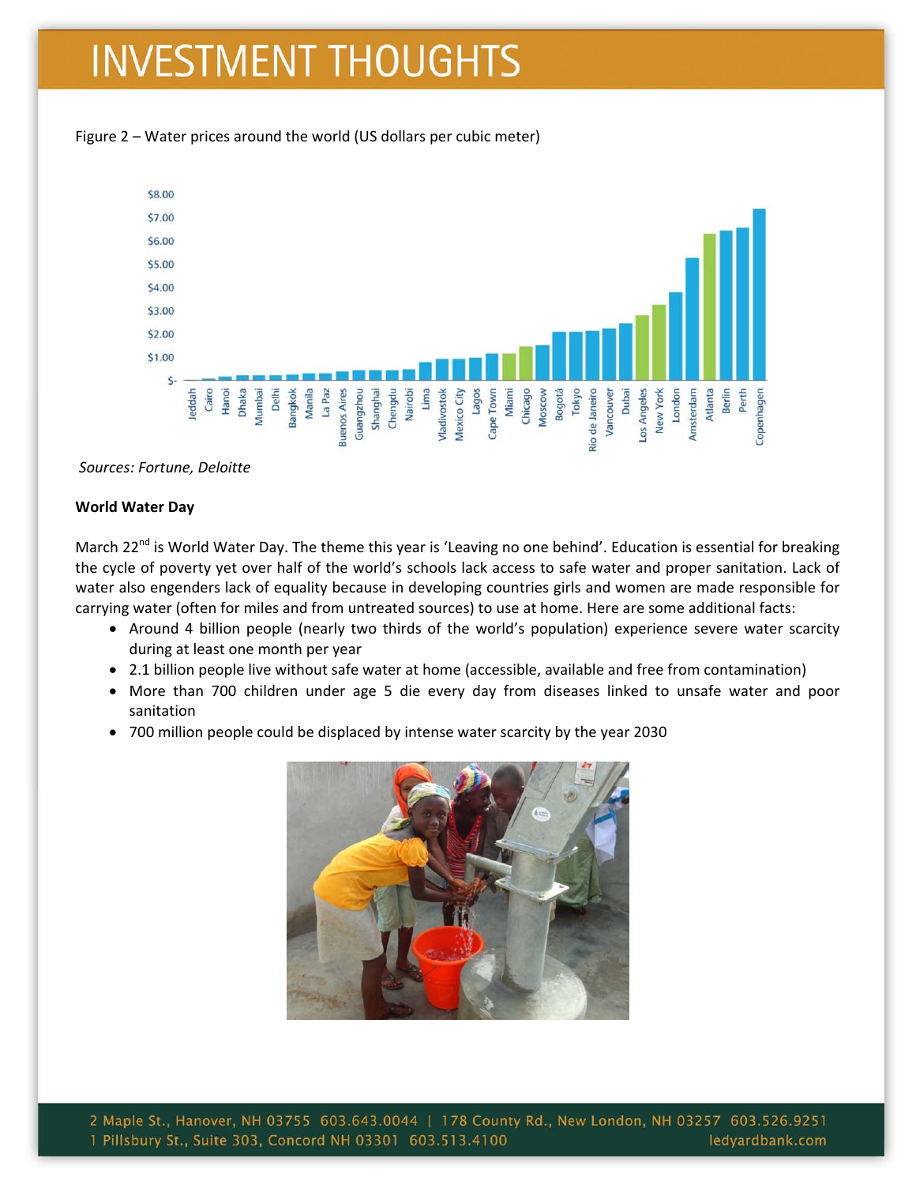Figure 2 – Water prices around the world (US dollars per cubic meter)

*Sources: Fortune, Deloitte*

**World Water Day**

March 22nd is World Water Day. The theme this year is 'Leaving no one behind'. Education is essential for breaking the cycle of poverty yet over half of the world's schools lack access to safe water and proper sanitation. Lack of water also engenders lack of equality because in developing countries girls and women are made responsible for carrying water (often for miles and from untreated sources) to use at home. Here are some additional facts:

- Around 4 billion people (nearly two thirds of the world's population) experience severe water scarcity during at least one month per year
- 2.1 billion people live without safe water at home (accessible, available and free from contamination)
- More than 700 children under age 5 die every day from diseases linked to unsafe water and poor sanitation
- 700 million people could be displaced by intense water scarcity by the year 2030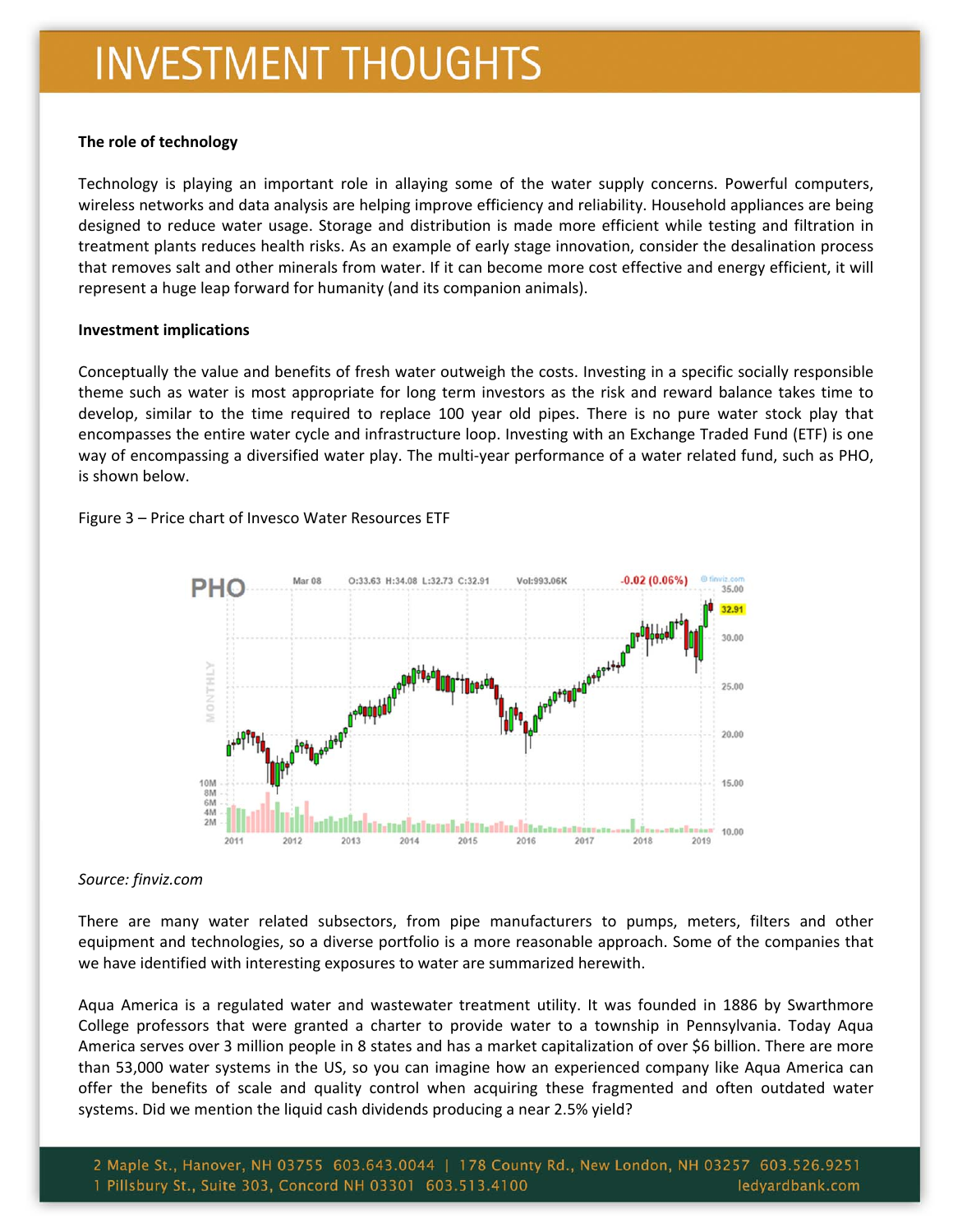**The role of technology**

Technology is playing an important role in allaying some of the water supply concerns. Powerful computers, wireless networks and data analysis are helping improve efficiency and reliability. Household appliances are being designed to reduce water usage. Storage and distribution is made more efficient while testing and filtration in treatment plants reduces health risks. As an example of early stage innovation, consider the desalination process that removes salt and other minerals from water. If it can become more cost effective and energy efficient, it will represent a huge leap forward for humanity (and its companion animals).

**Investment implications**

Conceptually the value and benefits of fresh water outweigh the costs. Investing in a specific socially responsible theme such as water is most appropriate for long term investors as the risk and reward balance takes time to develop, similar to the time required to replace 100 year old pipes. There is no pure water stock play that encompasses the entire water cycle and infrastructure loop. Investing with an Exchange Traded Fund (ETF) is one way of encompassing a diversified water play. The multi-year performance of a water related fund, such as PHO, is shown below.

Figure 3 – Price chart of Invesco Water Resources ETF

*Source: finviz.com*

There are many water related subsectors, from pipe manufacturers to pumps, meters, filters and other equipment and technologies, so a diverse portfolio is a more reasonable approach. Some of the companies that we have identified with interesting exposures to water are summarized herewith.

Aqua America is a regulated water and wastewater treatment utility. It was founded in 1886 by Swarthmore College professors that were granted a charter to provide water to a township in Pennsylvania. Today Aqua America serves over 3 million people in 8 states and has a market capitalization of over $6 billion. There are more than 53,000 water systems in the US, so you can imagine how an experienced company like Aqua America can offer the benefits of scale and quality control when acquiring these fragmented and often outdated water systems. Did we mention the liquid cash dividends producing a near 2.5% yield?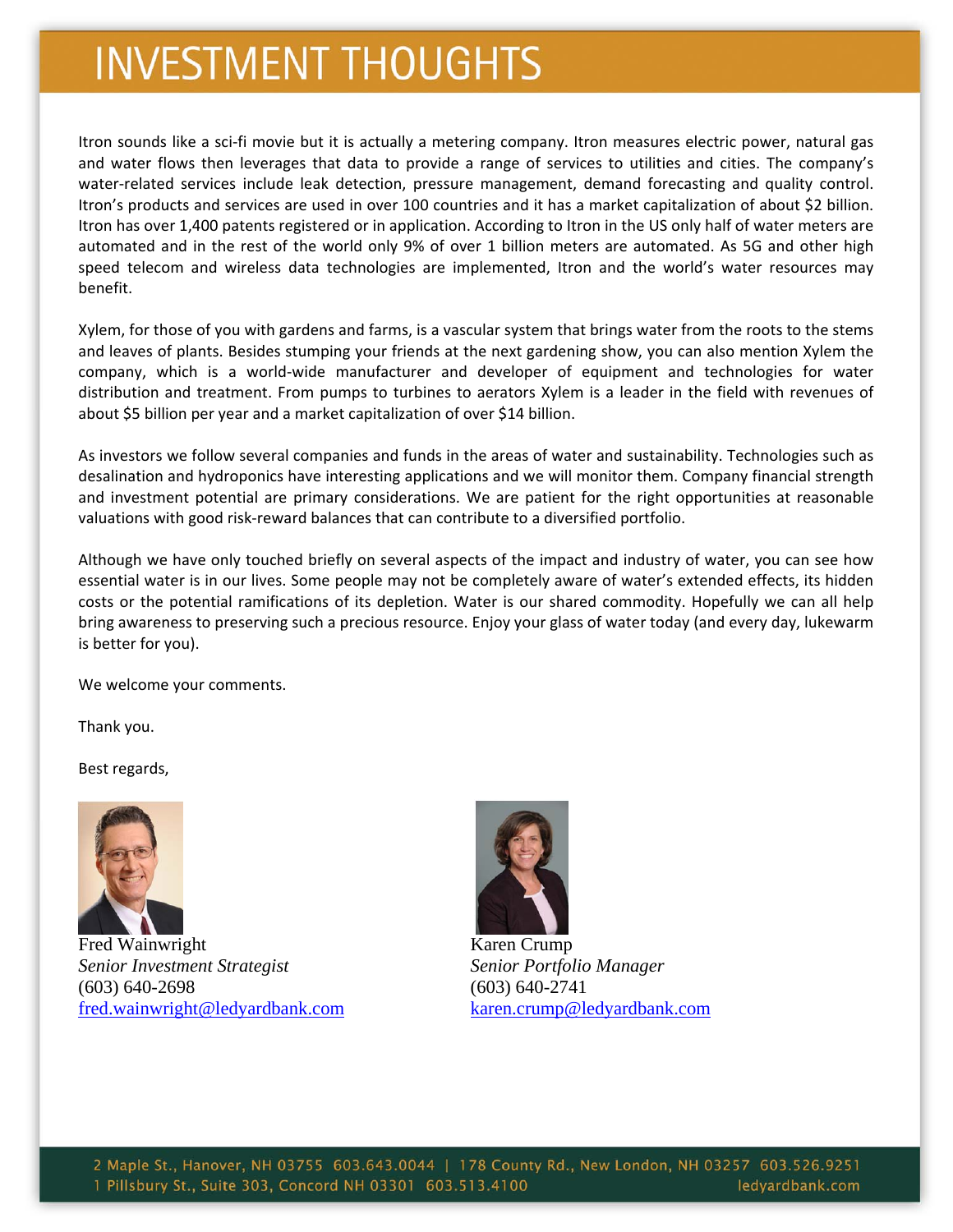# INVESTMENT THOUGHTS

Itron sounds like a sci-fi movie but it is actually a metering company. Itron measures electric power, natural gas and water flows then leverages that data to provide a range of services to utilities and cities. The company's water-related services include leak detection, pressure management, demand forecasting and quality control. Itron's products and services are used in over 100 countries and it has a market capitalization of about $2 billion. Itron has over 1,400 patents registered or in application. According to Itron in the US only half of water meters are automated and in the rest of the world only 9% of over 1 billion meters are automated. As 5G and other high speed telecom and wireless data technologies are implemented, Itron and the world's water resources may benefit.

Xylem, for those of you with gardens and farms, is a vascular system that brings water from the roots to the stems and leaves of plants. Besides stumping your friends at the next gardening show, you can also mention Xylem the company, which is a world-wide manufacturer and developer of equipment and technologies for water distribution and treatment. From pumps to turbines to aerators Xylem is a leader in the field with revenues of about $5 billion per year and a market capitalization of over $14 billion.

As investors we follow several companies and funds in the areas of water and sustainability. Technologies such as desalination and hydroponics have interesting applications and we will monitor them. Company financial strength and investment potential are primary considerations. We are patient for the right opportunities at reasonable valuations with good risk-reward balances that can contribute to a diversified portfolio.

Although we have only touched briefly on several aspects of the impact and industry of water, you can see how essential water is in our lives. Some people may not be completely aware of water's extended effects, its hidden costs or the potential ramifications of its depletion. Water is our shared commodity. Hopefully we can all help bring awareness to preserving such a precious resource. Enjoy your glass of water today (and every day, lukewarm is better for you).

We welcome your comments.

Thank you.

Best regards,

Fred Wainwright
*Senior Investment Strategist*
(603) 640-2698
fred.wainwright@ledyardbank.com

Karen Crump
*Senior Portfolio Manager*
(603) 640-2741
karen.crump@ledyardbank.com

2 Maple St., Hanover, NH 03755 603.643.0044 | 178 County Rd., New London, NH 03257 603.526.9251
1 Pillsbury St., Suite 303, Concord NH 03301 603.513.4100 ledyardbank.com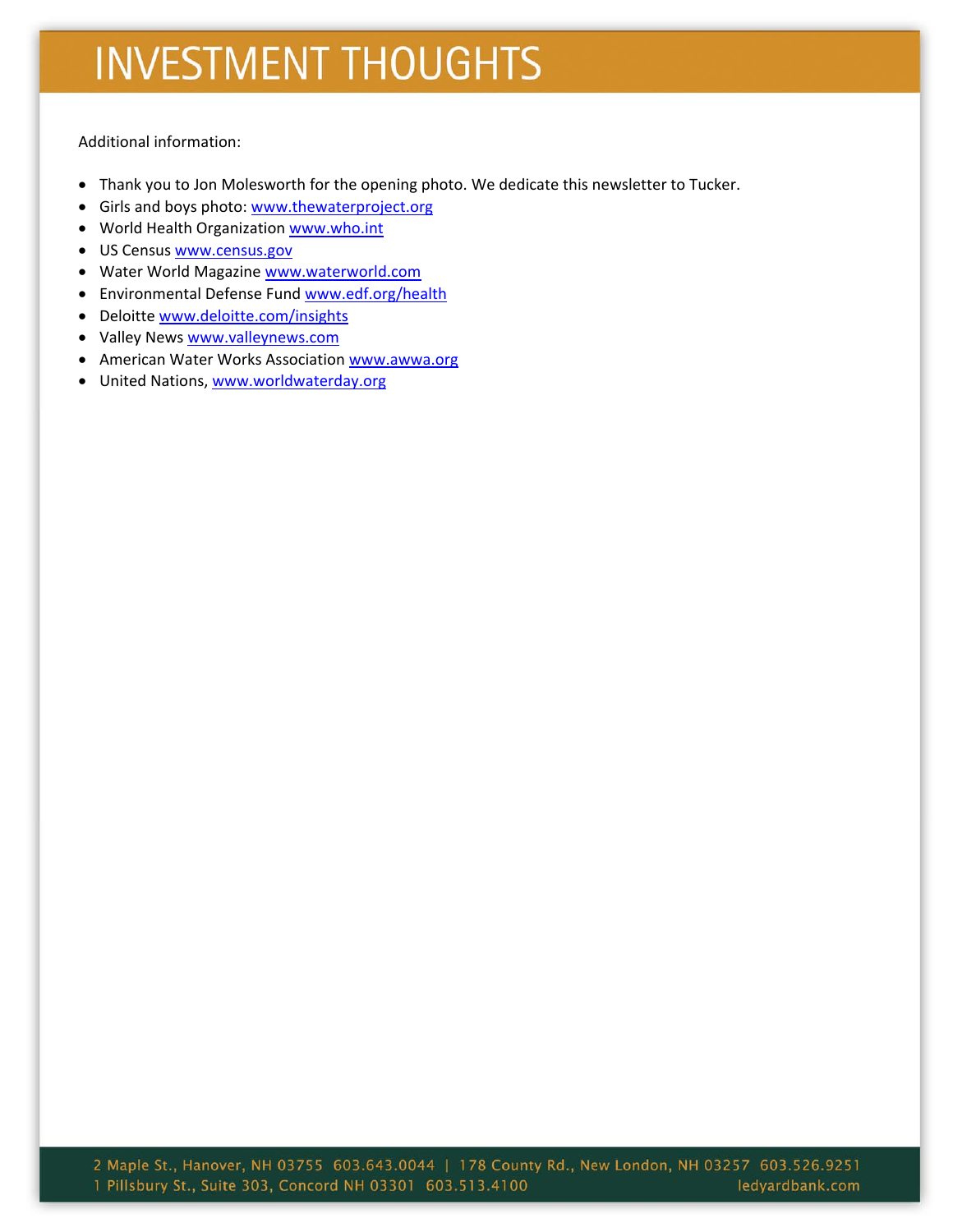Additional information:

- Thank you to Jon Molesworth for the opening photo. We dedicate this newsletter to Tucker.
- Girls and boys photo: www.thewaterproject.org
- World Health Organization www.who.int
- US Census www.census.gov
- Water World Magazine www.waterworld.com
- Environmental Defense Fund www.edf.org/health
- Deloitte www.deloitte.com/insights
- Valley News www.valleynews.com
- American Water Works Association www.awwa.org
- United Nations, www.worldwaterday.org